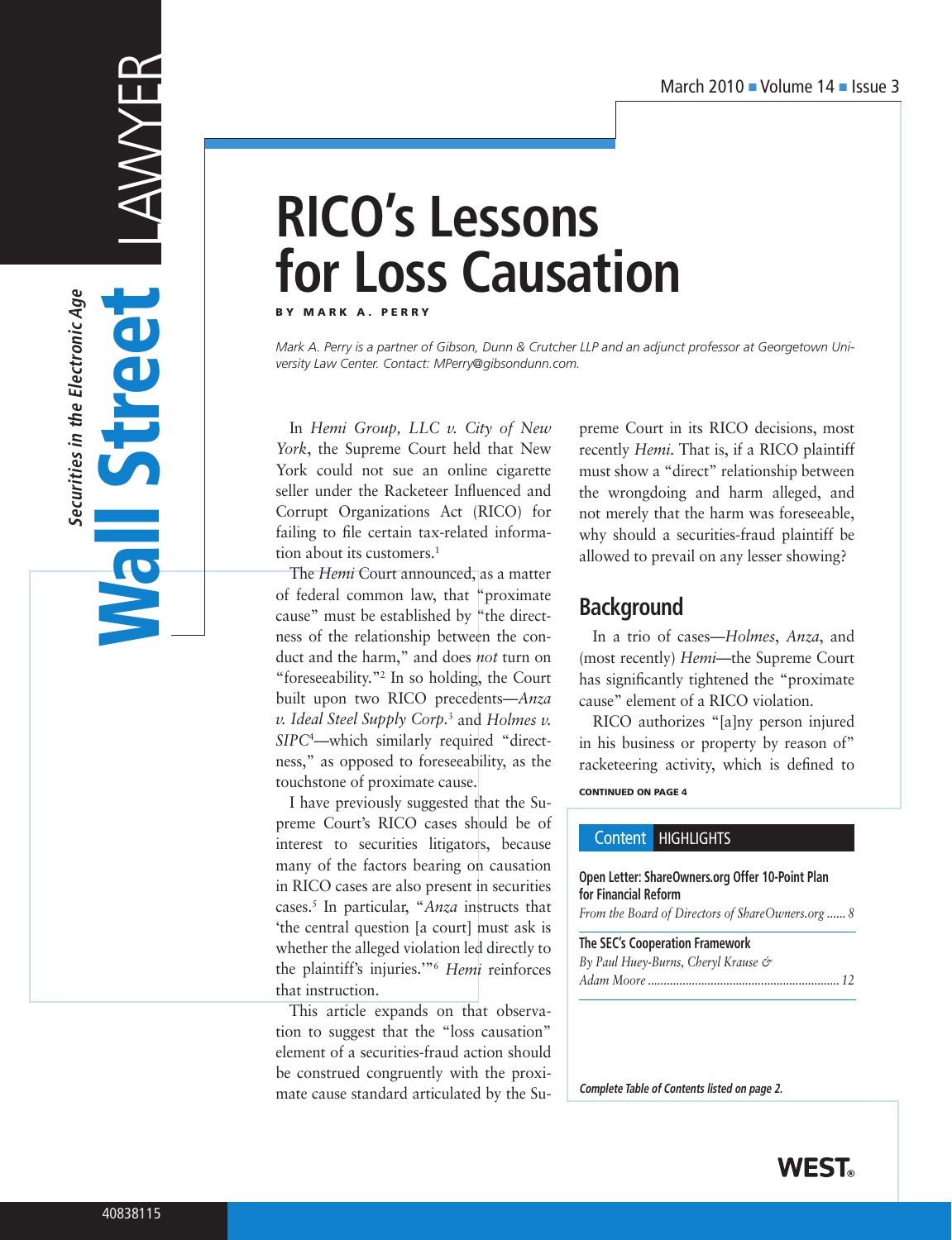# RICO's Lessons for Loss Causation

**BY MARK A. PERRY**

*Mark A. Perry is a partner of Gibson, Dunn & Crutcher LLP and an adjunct professor at Georgetown University Law Center. Contact: MPerry@gibsondunn.com.*

In *Hemi Group, LLC v. City of New York*, the Supreme Court held that New York could not sue an online cigarette seller under the Racketeer Influenced and Corrupt Organizations Act (RICO) for failing to file certain tax-related information about its customers.[1]

The *Hemi* Court announced, as a matter of federal common law, that "proximate cause" must be established by "the directness of the relationship between the conduct and the harm," and does *not* turn on "foreseeability."[2] In so holding, the Court built upon two RICO precedents—*Anza v. Ideal Steel Supply Corp.*[3] and *Holmes v. SIPC*[4]—which similarly required "directness," as opposed to foreseeability, as the touchstone of proximate cause.

I have previously suggested that the Supreme Court's RICO cases should be of interest to securities litigators, because many of the factors bearing on causation in RICO cases are also present in securities cases.[5] In particular, "*Anza* instructs that 'the central question [a court] must ask is whether the alleged violation led directly to the plaintiff's injuries.'"[6] *Hemi* reinforces that instruction.

This article expands on that observation to suggest that the "loss causation" element of a securities-fraud action should be construed congruently with the proximate cause standard articulated by the Supreme Court in its RICO decisions, most recently *Hemi*. That is, if a RICO plaintiff must show a "direct" relationship between the wrongdoing and harm alleged, and not merely that the harm was foreseeable, why should a securities-fraud plaintiff be allowed to prevail on any lesser showing?

## Background

In a trio of cases—*Holmes*, *Anza*, and (most recently) *Hemi*—the Supreme Court has significantly tightened the "proximate cause" element of a RICO violation.

RICO authorizes "[a]ny person injured in his business or property by reason of" racketeering activity, which is defined to

**CONTINUED ON PAGE 4**

## Content HIGHLIGHTS

**Open Letter: ShareOwners.org Offer 10-Point Plan for Financial Reform**
*From the Board of Directors of ShareOwners.org* ...... 8

**The SEC's Cooperation Framework**
*By Paul Huey-Burns, Cheryl Krause & Adam Moore* ...... 12

***Complete Table of Contents listed on page 2.***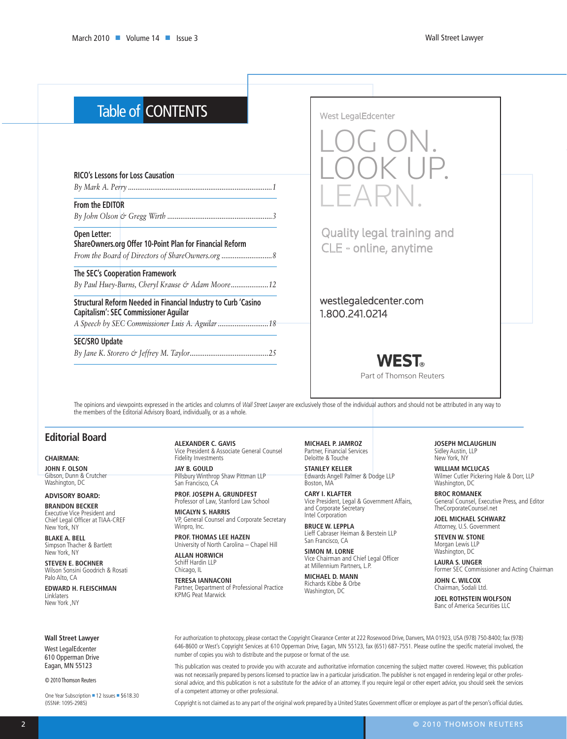# Table of CONTENTS

**RICO's Lessons for Loss Causation**
*By Mark A. Perry* ............................................................................1

**From the EDITOR**
*By John Olson & Gregg Wirth* ........................................................3

**Open Letter: ShareOwners.org Offer 10-Point Plan for Financial Reform**
*From the Board of Directors of ShareOwners.org* ...........................8

**The SEC's Cooperation Framework**
*By Paul Huey-Burns, Cheryl Krause & Adam Moore*....................12

**Structural Reform Needed in Financial Industry to Curb 'Casino Capitalism': SEC Commissioner Aguilar**
*A Speech by SEC Commissioner Luis A. Aguilar* ...........................18

**SEC/SRO Update**
*By Jane K. Storero & Jeffrey M. Taylor*..........................................25

West LegalEdcenter

LOG ON.
LOOK UP.
LEARN.

Quality legal training and CLE – online, anytime

westlegaledcenter.com
1.800.241.0214

WEST.
Part of Thomson Reuters

The opinions and viewpoints expressed in the articles and columns of *Wall Street Lawyer* are exclusively those of the individual authors and should not be attributed in any way to the members of the Editorial Advisory Board, individually, or as a whole.

## Editorial Board

**CHAIRMAN:**

**JOHN F. OLSON**
Gibson, Dunn & Crutcher
Washington, DC

**ADVISORY BOARD:**

**BRANDON BECKER**
Executive Vice President and Chief Legal Officer at TIAA-CREF
New York, NY

**BLAKE A. BELL**
Simpson Thacher & Bartlett
New York, NY

**STEVEN E. BOCHNER**
Wilson Sonsini Goodrich & Rosati
Palo Alto, CA

**EDWARD H. FLEISCHMAN**
Linklaters
New York ,NY

**ALEXANDER C. GAVIS**
Vice President & Associate General Counsel
Fidelity Investments

**JAY B. GOULD**
Pillsbury Winthrop Shaw Pittman LLP
San Francisco, CA

**PROF. JOSEPH A. GRUNDFEST**
Professor of Law, Stanford Law School

**MICALYN S. HARRIS**
VP, General Counsel and Corporate Secretary
Winpro, Inc.

**PROF. THOMAS LEE HAZEN**
University of North Carolina – Chapel Hill

**ALLAN HORWICH**
Schiff Hardin LLP
Chicago, IL

**TERESA IANNACONI**
Partner, Department of Professional Practice
KPMG Peat Marwick

**MICHAEL P. JAMROZ**
Partner, Financial Services
Deloitte & Touche

**STANLEY KELLER**
Edwards Angell Palmer & Dodge LLP
Boston, MA

**CARY I. KLAFTER**
Vice President, Legal & Government Affairs, and Corporate Secretary
Intel Corporation

**BRUCE W. LEPPLA**
Lieff Cabraser Heiman & Berstein LLP
San Francisco, CA

**SIMON M. LORNE**
Vice Chairman and Chief Legal Officer at Millennium Partners, L.P.

**MICHAEL D. MANN**
Richards Kibbe & Orbe
Washington, DC

**JOSEPH MCLAUGHLIN**
Sidley Austin, LLP
New York, NY

**WILLIAM MCLUCAS**
Wilmer Cutler Pickering Hale & Dorr, LLP
Washington, DC

**BROC ROMANEK**
General Counsel, Executive Press, and Editor
TheCorporateCounsel.net

**JOEL MICHAEL SCHWARZ**
Attorney, U.S. Government

**STEVEN W. STONE**
Morgan Lewis LLP
Washington, DC

**LAURA S. UNGER**
Former SEC Commissioner and Acting Chairman

**JOHN C. WILCOX**
Chairman, Sodali Ltd.

**JOEL ROTHSTEIN WOLFSON**
Banc of America Securities LLC

**Wall Street Lawyer**
West LegalEdcenter
610 Opperman Drive
Eagan, MN 55123

© 2010 Thomson Reuters

One Year Subscription ■ 12 Issues ■ $618.30
(ISSN#: 1095-2985)

For authorization to photocopy, please contact the Copyright Clearance Center at 222 Rosewood Drive, Danvers, MA 01923, USA (978) 750-8400; fax (978) 646-8600 or West's Copyright Services at 610 Opperman Drive, Eagan, MN 55123, fax (651) 687-7551. Please outline the specific material involved, the number of copies you wish to distribute and the purpose or format of the use.

This publication was created to provide you with accurate and authoritative information concerning the subject matter covered. However, this publication was not necessarily prepared by persons licensed to practice law in a particular jurisdiction. The publisher is not engaged in rendering legal or other professional advice, and this publication is not a substitute for the advice of an attorney. If you require legal or other expert advice, you should seek the services of a competent attorney or other professional.

Copyright is not claimed as to any part of the original work prepared by a United States Government officer or employee as part of the person's official duties.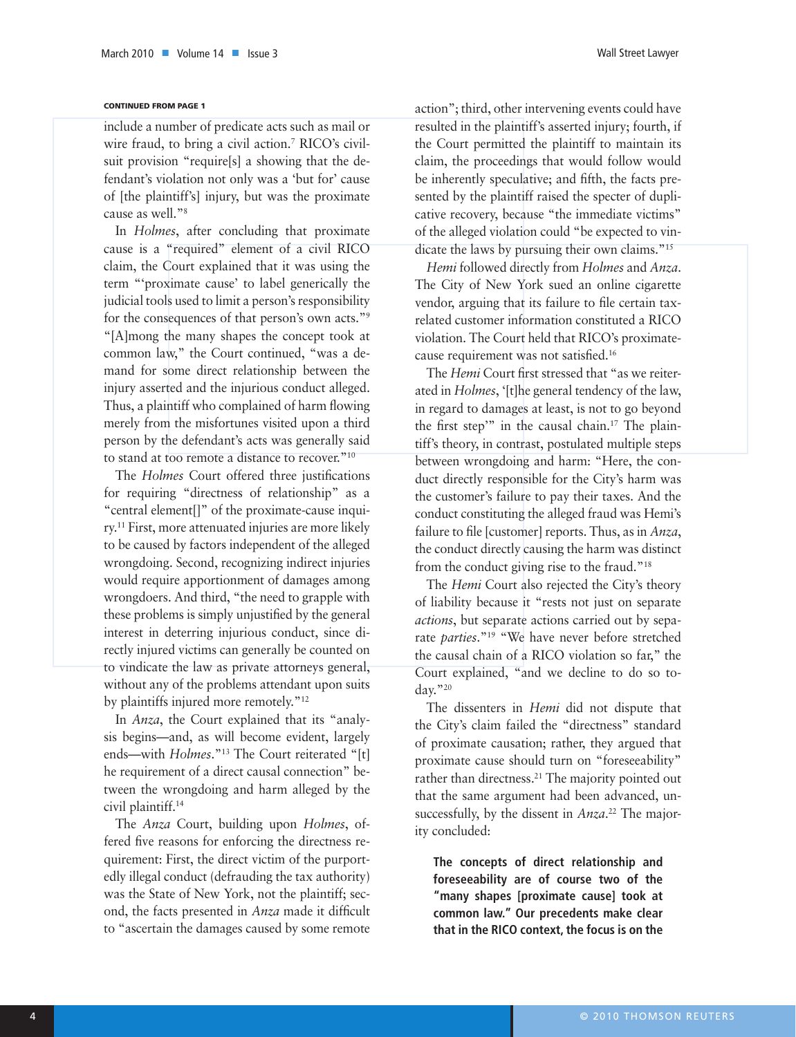**CONTINUED FROM PAGE 1**

include a number of predicate acts such as mail or wire fraud, to bring a civil action.[7] RICO's civil-suit provision "require[s] a showing that the defendant's violation not only was a 'but for' cause of [the plaintiff's] injury, but was the proximate cause as well."[8]

In *Holmes*, after concluding that proximate cause is a "required" element of a civil RICO claim, the Court explained that it was using the term "'proximate cause' to label generically the judicial tools used to limit a person's responsibility for the consequences of that person's own acts."[9] "[A]mong the many shapes the concept took at common law," the Court continued, "was a demand for some direct relationship between the injury asserted and the injurious conduct alleged. Thus, a plaintiff who complained of harm flowing merely from the misfortunes visited upon a third person by the defendant's acts was generally said to stand at too remote a distance to recover."[10]

The *Holmes* Court offered three justifications for requiring "directness of relationship" as a "central element[]" of the proximate-cause inquiry.[11] First, more attenuated injuries are more likely to be caused by factors independent of the alleged wrongdoing. Second, recognizing indirect injuries would require apportionment of damages among wrongdoers. And third, "the need to grapple with these problems is simply unjustified by the general interest in deterring injurious conduct, since directly injured victims can generally be counted on to vindicate the law as private attorneys general, without any of the problems attendant upon suits by plaintiffs injured more remotely."[12]

In *Anza*, the Court explained that its "analysis begins—and, as will become evident, largely ends—with *Holmes*."[13] The Court reiterated "[t]he requirement of a direct causal connection" between the wrongdoing and harm alleged by the civil plaintiff.[14]

The *Anza* Court, building upon *Holmes*, offered five reasons for enforcing the directness requirement: First, the direct victim of the purportedly illegal conduct (defrauding the tax authority) was the State of New York, not the plaintiff; second, the facts presented in *Anza* made it difficult to "ascertain the damages caused by some remote action"; third, other intervening events could have resulted in the plaintiff's asserted injury; fourth, if the Court permitted the plaintiff to maintain its claim, the proceedings that would follow would be inherently speculative; and fifth, the facts presented by the plaintiff raised the specter of duplicative recovery, because "the immediate victims" of the alleged violation could "be expected to vindicate the laws by pursuing their own claims."[15]

*Hemi* followed directly from *Holmes* and *Anza*. The City of New York sued an online cigarette vendor, arguing that its failure to file certain tax-related customer information constituted a RICO violation. The Court held that RICO's proximate-cause requirement was not satisfied.[16]

The *Hemi* Court first stressed that "as we reiterated in *Holmes*, '[t]he general tendency of the law, in regard to damages at least, is not to go beyond the first step'" in the causal chain.[17] The plaintiff's theory, in contrast, postulated multiple steps between wrongdoing and harm: "Here, the conduct directly responsible for the City's harm was the customer's failure to pay their taxes. And the conduct constituting the alleged fraud was Hemi's failure to file [customer] reports. Thus, as in *Anza*, the conduct directly causing the harm was distinct from the conduct giving rise to the fraud."[18]

The *Hemi* Court also rejected the City's theory of liability because it "rests not just on separate *actions*, but separate actions carried out by separate *parties*."[19] "We have never before stretched the causal chain of a RICO violation so far," the Court explained, "and we decline to do so today."[20]

The dissenters in *Hemi* did not dispute that the City's claim failed the "directness" standard of proximate causation; rather, they argued that proximate cause should turn on "foreseeability" rather than directness.[21] The majority pointed out that the same argument had been advanced, unsuccessfully, by the dissent in *Anza*.[22] The majority concluded:

> **The concepts of direct relationship and foreseeability are of course two of the "many shapes [proximate cause] took at common law." Our precedents make clear that in the RICO context, the focus is on the**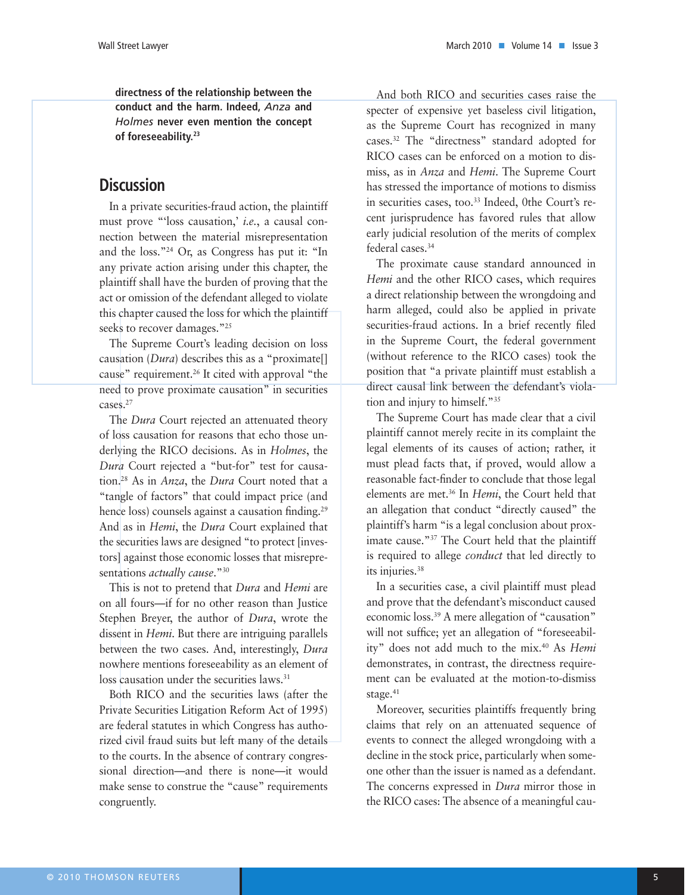**directness of the relationship between the conduct and the harm. Indeed, *Anza* and *Holmes* never even mention the concept of foreseeability.[23]**

## Discussion

In a private securities-fraud action, the plaintiff must prove "'loss causation,' *i.e.*, a causal connection between the material misrepresentation and the loss."[24] Or, as Congress has put it: "In any private action arising under this chapter, the plaintiff shall have the burden of proving that the act or omission of the defendant alleged to violate this chapter caused the loss for which the plaintiff seeks to recover damages."[25]

The Supreme Court's leading decision on loss causation (*Dura*) describes this as a "proximate[] cause" requirement.[26] It cited with approval "the need to prove proximate causation" in securities cases.[27]

The *Dura* Court rejected an attenuated theory of loss causation for reasons that echo those underlying the RICO decisions. As in *Holmes*, the *Dura* Court rejected a "but-for" test for causation.[28] As in *Anza*, the *Dura* Court noted that a "tangle of factors" that could impact price (and hence loss) counsels against a causation finding.[29] And as in *Hemi*, the *Dura* Court explained that the securities laws are designed "to protect [investors] against those economic losses that misrepresentations *actually cause*."[30]

This is not to pretend that *Dura* and *Hemi* are on all fours—if for no other reason than Justice Stephen Breyer, the author of *Dura*, wrote the dissent in *Hemi*. But there are intriguing parallels between the two cases. And, interestingly, *Dura* nowhere mentions foreseeability as an element of loss causation under the securities laws.[31]

Both RICO and the securities laws (after the Private Securities Litigation Reform Act of 1995) are federal statutes in which Congress has authorized civil fraud suits but left many of the details to the courts. In the absence of contrary congressional direction—and there is none—it would make sense to construe the "cause" requirements congruently.

And both RICO and securities cases raise the specter of expensive yet baseless civil litigation, as the Supreme Court has recognized in many cases.[32] The "directness" standard adopted for RICO cases can be enforced on a motion to dismiss, as in *Anza* and *Hemi*. The Supreme Court has stressed the importance of motions to dismiss in securities cases, too.[33] Indeed, 0the Court's recent jurisprudence has favored rules that allow early judicial resolution of the merits of complex federal cases.[34]

The proximate cause standard announced in *Hemi* and the other RICO cases, which requires a direct relationship between the wrongdoing and harm alleged, could also be applied in private securities-fraud actions. In a brief recently filed in the Supreme Court, the federal government (without reference to the RICO cases) took the position that "a private plaintiff must establish a direct causal link between the defendant's violation and injury to himself."[35]

The Supreme Court has made clear that a civil plaintiff cannot merely recite in its complaint the legal elements of its causes of action; rather, it must plead facts that, if proved, would allow a reasonable fact-finder to conclude that those legal elements are met.[36] In *Hemi*, the Court held that an allegation that conduct "directly caused" the plaintiff's harm "is a legal conclusion about proximate cause."[37] The Court held that the plaintiff is required to allege *conduct* that led directly to its injuries.[38]

In a securities case, a civil plaintiff must plead and prove that the defendant's misconduct caused economic loss.[39] A mere allegation of "causation" will not suffice; yet an allegation of "foreseeability" does not add much to the mix.[40] As *Hemi* demonstrates, in contrast, the directness requirement can be evaluated at the motion-to-dismiss stage.[41]

Moreover, securities plaintiffs frequently bring claims that rely on an attenuated sequence of events to connect the alleged wrongdoing with a decline in the stock price, particularly when someone other than the issuer is named as a defendant. The concerns expressed in *Dura* mirror those in the RICO cases: The absence of a meaningful cau-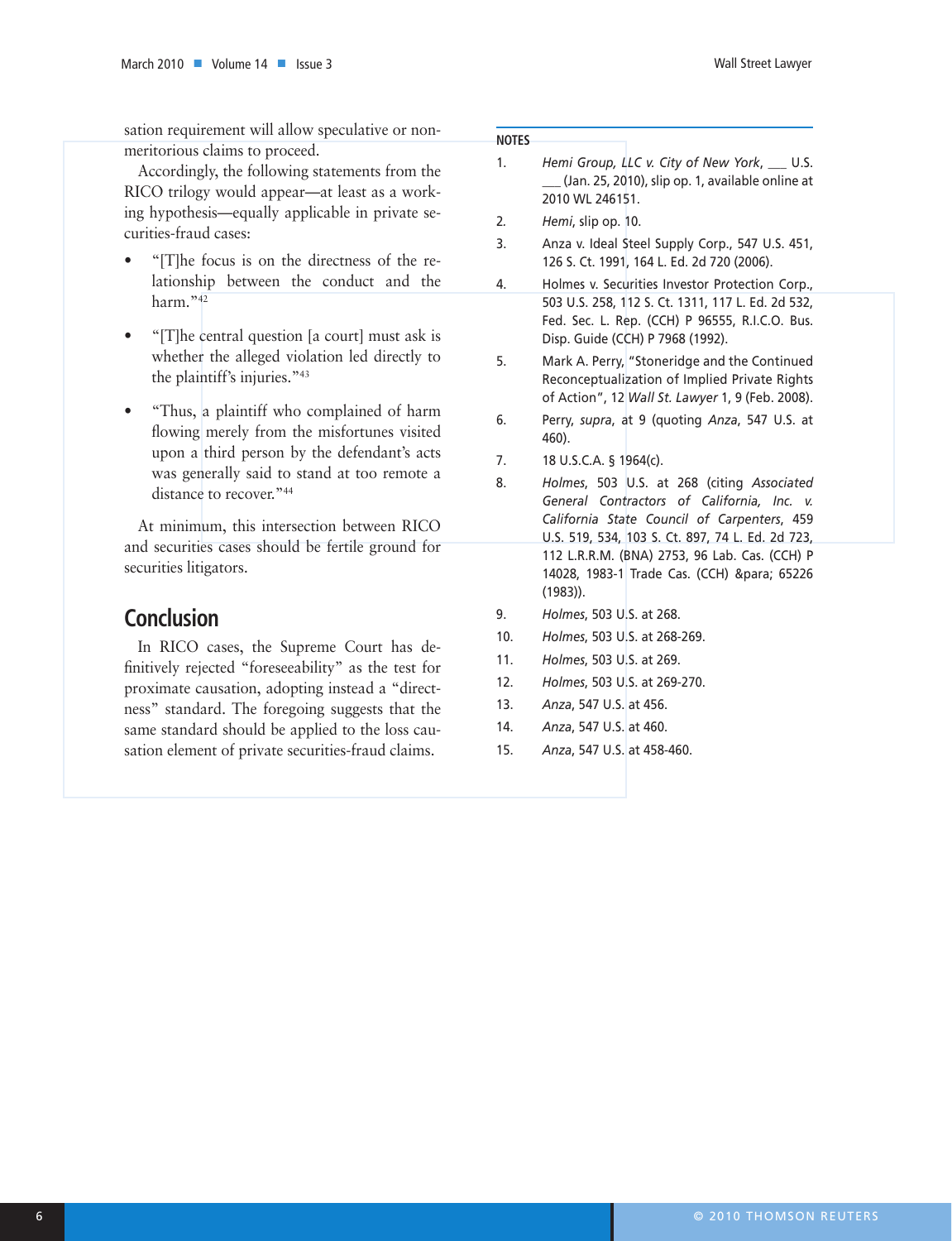sation requirement will allow speculative or nonmeritorious claims to proceed.

Accordingly, the following statements from the RICO trilogy would appear—at least as a working hypothesis—equally applicable in private securities-fraud cases:

- "[T]he focus is on the directness of the relationship between the conduct and the harm."[42]
- "[T]he central question [a court] must ask is whether the alleged violation led directly to the plaintiff's injuries."[43]
- "Thus, a plaintiff who complained of harm flowing merely from the misfortunes visited upon a third person by the defendant's acts was generally said to stand at too remote a distance to recover."[44]

At minimum, this intersection between RICO and securities cases should be fertile ground for securities litigators.

## Conclusion

In RICO cases, the Supreme Court has definitively rejected "foreseeability" as the test for proximate causation, adopting instead a "directness" standard. The foregoing suggests that the same standard should be applied to the loss causation element of private securities-fraud claims.

**NOTES**

1. *Hemi Group, LLC v. City of New York*, ___ U.S. ___ (Jan. 25, 2010), slip op. 1, available online at 2010 WL 246151.
2. *Hemi*, slip op. 10.
3. Anza v. Ideal Steel Supply Corp., 547 U.S. 451, 126 S. Ct. 1991, 164 L. Ed. 2d 720 (2006).
4. Holmes v. Securities Investor Protection Corp., 503 U.S. 258, 112 S. Ct. 1311, 117 L. Ed. 2d 532, Fed. Sec. L. Rep. (CCH) P 96555, R.I.C.O. Bus. Disp. Guide (CCH) P 7968 (1992).
5. Mark A. Perry, "Stoneridge and the Continued Reconceptualization of Implied Private Rights of Action", 12 *Wall St. Lawyer* 1, 9 (Feb. 2008).
6. Perry, *supra*, at 9 (quoting *Anza*, 547 U.S. at 460).
7. 18 U.S.C.A. § 1964(c).
8. *Holmes*, 503 U.S. at 268 (citing *Associated General Contractors of California, Inc. v. California State Council of Carpenters*, 459 U.S. 519, 534, 103 S. Ct. 897, 74 L. Ed. 2d 723, 112 L.R.R.M. (BNA) 2753, 96 Lab. Cas. (CCH) P 14028, 1983-1 Trade Cas. (CCH) &para; 65226 (1983)).
9. *Holmes*, 503 U.S. at 268.
10. *Holmes*, 503 U.S. at 268-269.
11. *Holmes*, 503 U.S. at 269.
12. *Holmes*, 503 U.S. at 269-270.
13. *Anza*, 547 U.S. at 456.
14. *Anza*, 547 U.S. at 460.
15. *Anza*, 547 U.S. at 458-460.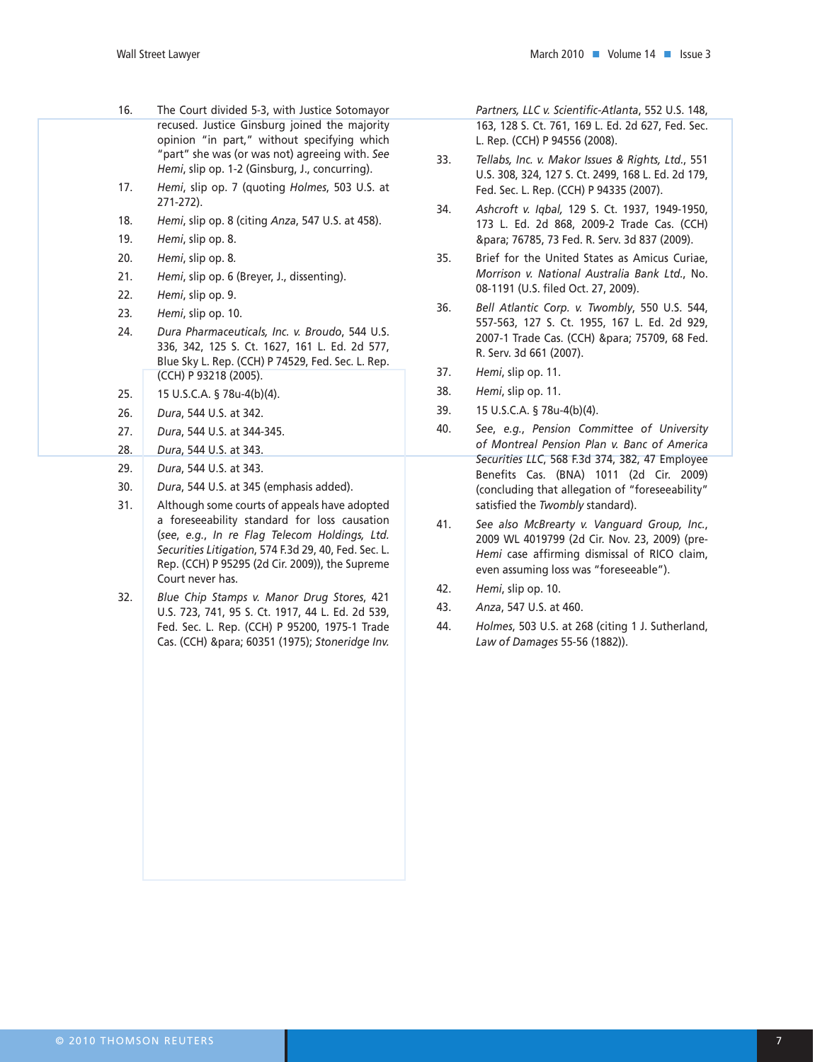16. The Court divided 5-3, with Justice Sotomayor recused. Justice Ginsburg joined the majority opinion "in part," without specifying which "part" she was (or was not) agreeing with. *See Hemi*, slip op. 1-2 (Ginsburg, J., concurring).
17. *Hemi*, slip op. 7 (quoting *Holmes*, 503 U.S. at 271-272).
18. *Hemi*, slip op. 8 (citing *Anza*, 547 U.S. at 458).
19. *Hemi*, slip op. 8.
20. *Hemi*, slip op. 8.
21. *Hemi*, slip op. 6 (Breyer, J., dissenting).
22. *Hemi*, slip op. 9.
23. *Hemi*, slip op. 10.
24. *Dura Pharmaceuticals, Inc. v. Broudo*, 544 U.S. 336, 342, 125 S. Ct. 1627, 161 L. Ed. 2d 577, Blue Sky L. Rep. (CCH) P 74529, Fed. Sec. L. Rep. (CCH) P 93218 (2005).
25. 15 U.S.C.A. § 78u-4(b)(4).
26. *Dura*, 544 U.S. at 342.
27. *Dura*, 544 U.S. at 344-345.
28. *Dura*, 544 U.S. at 343.
29. *Dura*, 544 U.S. at 343.
30. *Dura*, 544 U.S. at 345 (emphasis added).
31. Although some courts of appeals have adopted a foreseeability standard for loss causation (*see, e.g., In re Flag Telecom Holdings, Ltd. Securities Litigation*, 574 F.3d 29, 40, Fed. Sec. L. Rep. (CCH) P 95295 (2d Cir. 2009)), the Supreme Court never has.
32. *Blue Chip Stamps v. Manor Drug Stores*, 421 U.S. 723, 741, 95 S. Ct. 1917, 44 L. Ed. 2d 539, Fed. Sec. L. Rep. (CCH) P 95200, 1975-1 Trade Cas. (CCH) &para; 60351 (1975); *Stoneridge Inv. Partners, LLC v. Scientific-Atlanta*, 552 U.S. 148, 163, 128 S. Ct. 761, 169 L. Ed. 2d 627, Fed. Sec. L. Rep. (CCH) P 94556 (2008).
33. *Tellabs, Inc. v. Makor Issues & Rights, Ltd.*, 551 U.S. 308, 324, 127 S. Ct. 2499, 168 L. Ed. 2d 179, Fed. Sec. L. Rep. (CCH) P 94335 (2007).
34. *Ashcroft v. Iqbal,* 129 S. Ct. 1937, 1949-1950, 173 L. Ed. 2d 868, 2009-2 Trade Cas. (CCH) &para; 76785, 73 Fed. R. Serv. 3d 837 (2009).
35. Brief for the United States as Amicus Curiae, *Morrison v. National Australia Bank Ltd.*, No. 08-1191 (U.S. filed Oct. 27, 2009).
36. *Bell Atlantic Corp. v. Twombly*, 550 U.S. 544, 557-563, 127 S. Ct. 1955, 167 L. Ed. 2d 929, 2007-1 Trade Cas. (CCH) &para; 75709, 68 Fed. R. Serv. 3d 661 (2007).
37. *Hemi*, slip op. 11.
38. *Hemi*, slip op. 11.
39. 15 U.S.C.A. § 78u-4(b)(4).
40. *See, e.g., Pension Committee of University of Montreal Pension Plan v. Banc of America Securities LLC*, 568 F.3d 374, 382, 47 Employee Benefits Cas. (BNA) 1011 (2d Cir. 2009) (concluding that allegation of "foreseeability" satisfied the *Twombly* standard).
41. *See also McBrearty v. Vanguard Group, Inc.*, 2009 WL 4019799 (2d Cir. Nov. 23, 2009) (pre-*Hemi* case affirming dismissal of RICO claim, even assuming loss was "foreseeable").
42. *Hemi*, slip op. 10.
43. *Anza*, 547 U.S. at 460.
44. *Holmes*, 503 U.S. at 268 (citing 1 J. Sutherland, *Law of Damages* 55-56 (1882)).